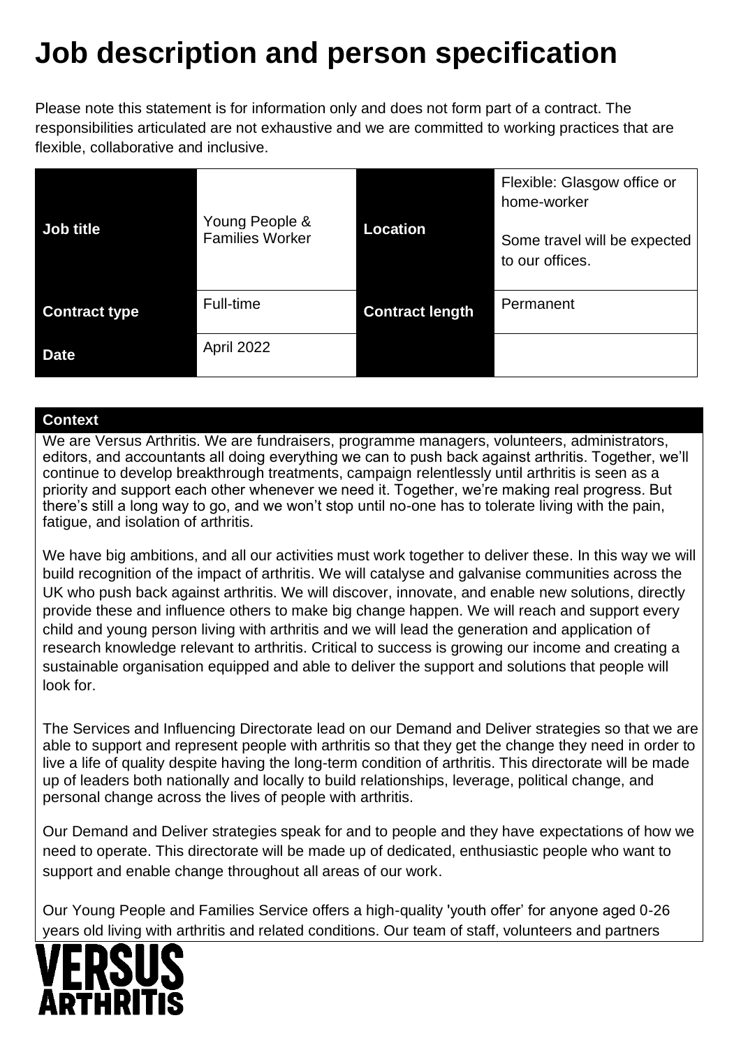# Job description and person specification

Please note this statement is for information only and does not form part of a contract. The responsibilities articulated are not exhaustive and we are committed to working practices that are flexible, collaborative and inclusive.

| **Job title** | Young People & Families Worker | **Location** | Flexible: Glasgow office or home-worker<br><br>Some travel will be expected to our offices. |
|---|---|---|---|
| **Contract type** | Full-time | **Contract length** | Permanent |
| **Date** | April 2022 | | |

**Context**

We are Versus Arthritis. We are fundraisers, programme managers, volunteers, administrators, editors, and accountants all doing everything we can to push back against arthritis. Together, we'll continue to develop breakthrough treatments, campaign relentlessly until arthritis is seen as a priority and support each other whenever we need it. Together, we're making real progress. But there's still a long way to go, and we won't stop until no-one has to tolerate living with the pain, fatigue, and isolation of arthritis.

We have big ambitions, and all our activities must work together to deliver these. In this way we will build recognition of the impact of arthritis. We will catalyse and galvanise communities across the UK who push back against arthritis. We will discover, innovate, and enable new solutions, directly provide these and influence others to make big change happen. We will reach and support every child and young person living with arthritis and we will lead the generation and application of research knowledge relevant to arthritis. Critical to success is growing our income and creating a sustainable organisation equipped and able to deliver the support and solutions that people will look for.

The Services and Influencing Directorate lead on our Demand and Deliver strategies so that we are able to support and represent people with arthritis so that they get the change they need in order to live a life of quality despite having the long-term condition of arthritis. This directorate will be made up of leaders both nationally and locally to build relationships, leverage, political change, and personal change across the lives of people with arthritis.

Our Demand and Deliver strategies speak for and to people and they have expectations of how we need to operate. This directorate will be made up of dedicated, enthusiastic people who want to support and enable change throughout all areas of our work.

Our Young People and Families Service offers a high-quality 'youth offer' for anyone aged 0-26 years old living with arthritis and related conditions. Our team of staff, volunteers and partners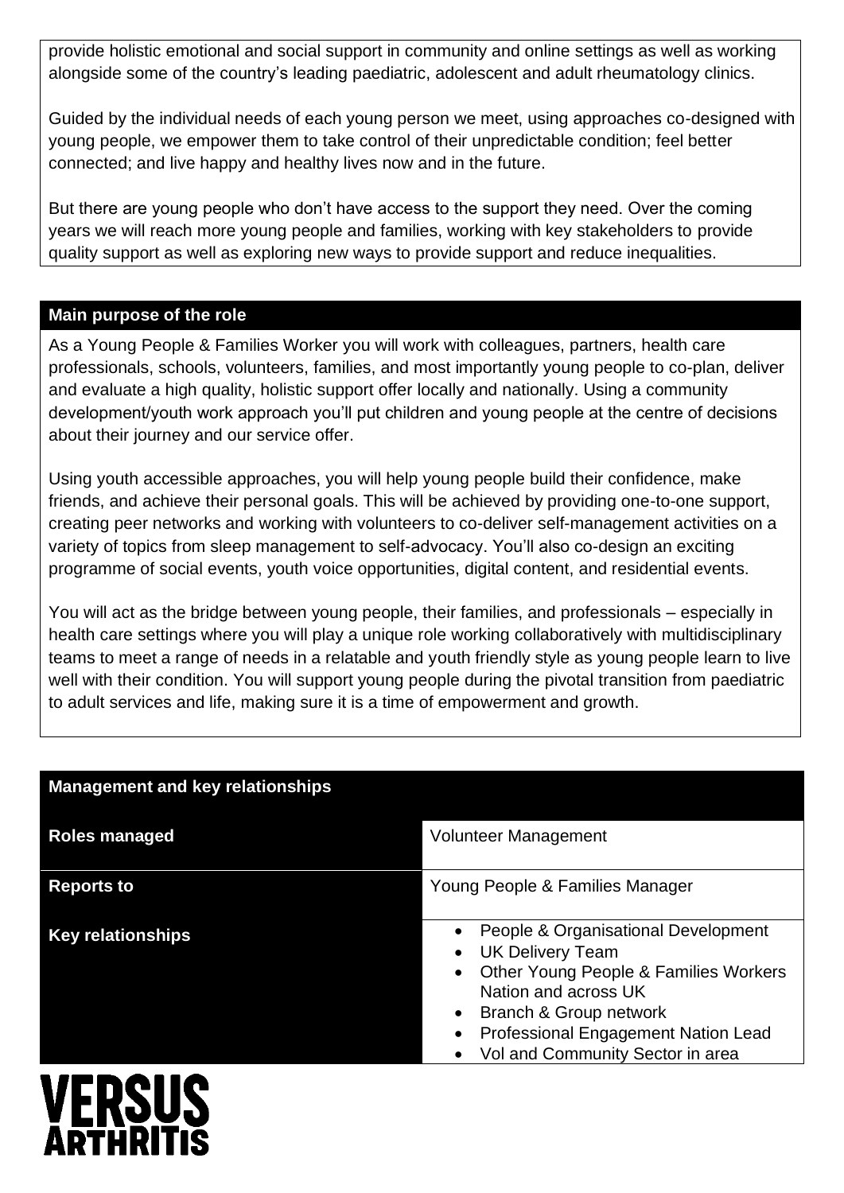provide holistic emotional and social support in community and online settings as well as working alongside some of the country's leading paediatric, adolescent and adult rheumatology clinics.

Guided by the individual needs of each young person we meet, using approaches co-designed with young people, we empower them to take control of their unpredictable condition; feel better connected; and live happy and healthy lives now and in the future.

But there are young people who don't have access to the support they need. Over the coming years we will reach more young people and families, working with key stakeholders to provide quality support as well as exploring new ways to provide support and reduce inequalities.

## Main purpose of the role

As a Young People & Families Worker you will work with colleagues, partners, health care professionals, schools, volunteers, families, and most importantly young people to co-plan, deliver and evaluate a high quality, holistic support offer locally and nationally. Using a community development/youth work approach you'll put children and young people at the centre of decisions about their journey and our service offer.

Using youth accessible approaches, you will help young people build their confidence, make friends, and achieve their personal goals. This will be achieved by providing one-to-one support, creating peer networks and working with volunteers to co-deliver self-management activities on a variety of topics from sleep management to self-advocacy. You'll also co-design an exciting programme of social events, youth voice opportunities, digital content, and residential events.

You will act as the bridge between young people, their families, and professionals – especially in health care settings where you will play a unique role working collaboratively with multidisciplinary teams to meet a range of needs in a relatable and youth friendly style as young people learn to live well with their condition. You will support young people during the pivotal transition from paediatric to adult services and life, making sure it is a time of empowerment and growth.

## Management and key relationships

| | |
|---|---|
| **Roles managed** | Volunteer Management |
| **Reports to** | Young People & Families Manager |
| **Key relationships** | • People & Organisational Development<br>• UK Delivery Team<br>• Other Young People & Families Workers Nation and across UK<br>• Branch & Group network<br>• Professional Engagement Nation Lead<br>• Vol and Community Sector in area |

VERSUS ARTHRITIS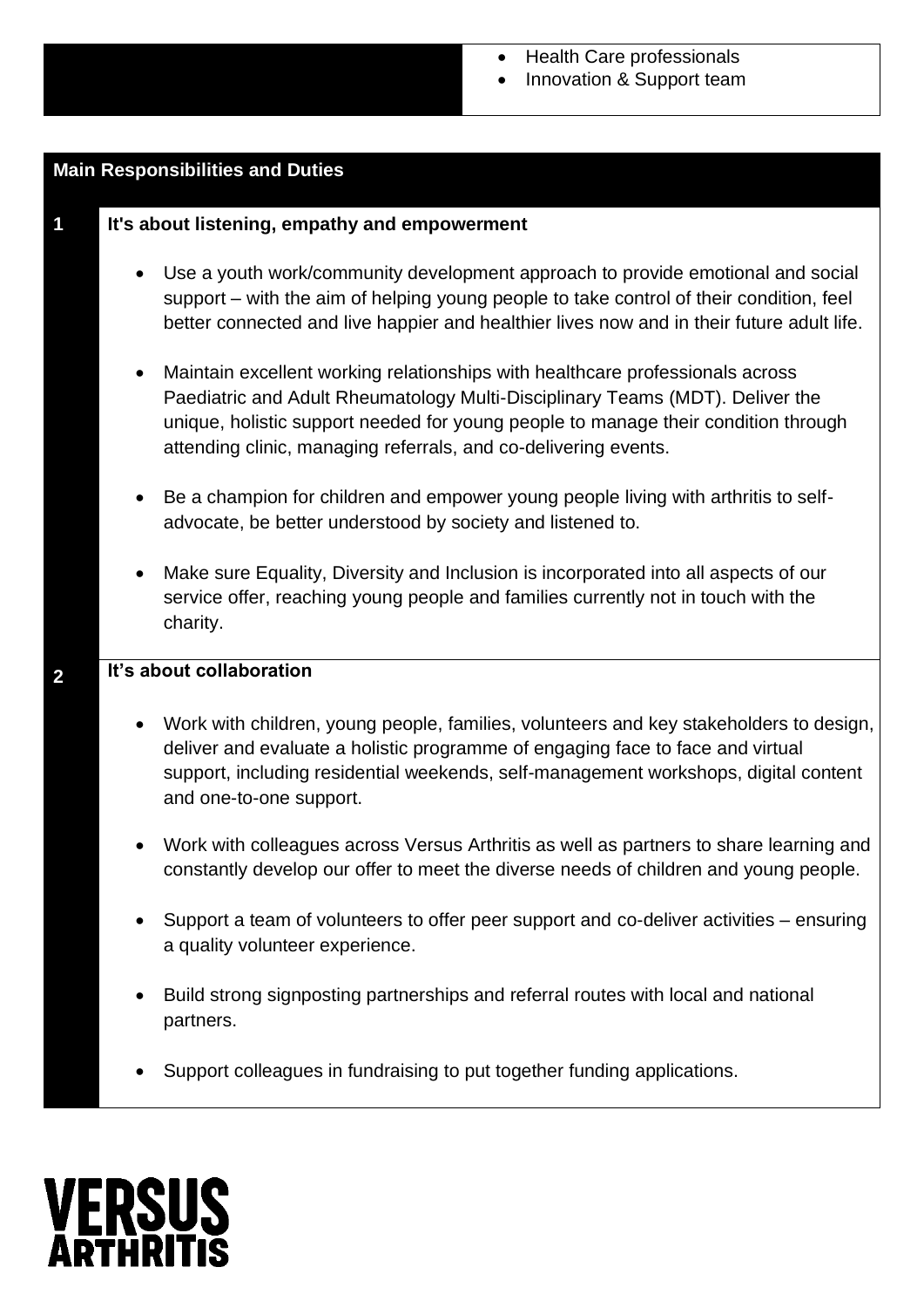- Health Care professionals
- Innovation & Support team

## Main Responsibilities and Duties

### 1 It's about listening, empathy and empowerment

- Use a youth work/community development approach to provide emotional and social support – with the aim of helping young people to take control of their condition, feel better connected and live happier and healthier lives now and in their future adult life.
- Maintain excellent working relationships with healthcare professionals across Paediatric and Adult Rheumatology Multi-Disciplinary Teams (MDT). Deliver the unique, holistic support needed for young people to manage their condition through attending clinic, managing referrals, and co-delivering events.
- Be a champion for children and empower young people living with arthritis to self-advocate, be better understood by society and listened to.
- Make sure Equality, Diversity and Inclusion is incorporated into all aspects of our service offer, reaching young people and families currently not in touch with the charity.

### 2 It's about collaboration

- Work with children, young people, families, volunteers and key stakeholders to design, deliver and evaluate a holistic programme of engaging face to face and virtual support, including residential weekends, self-management workshops, digital content and one-to-one support.
- Work with colleagues across Versus Arthritis as well as partners to share learning and constantly develop our offer to meet the diverse needs of children and young people.
- Support a team of volunteers to offer peer support and co-deliver activities – ensuring a quality volunteer experience.
- Build strong signposting partnerships and referral routes with local and national partners.
- Support colleagues in fundraising to put together funding applications.

VERSUS ARTHRITIS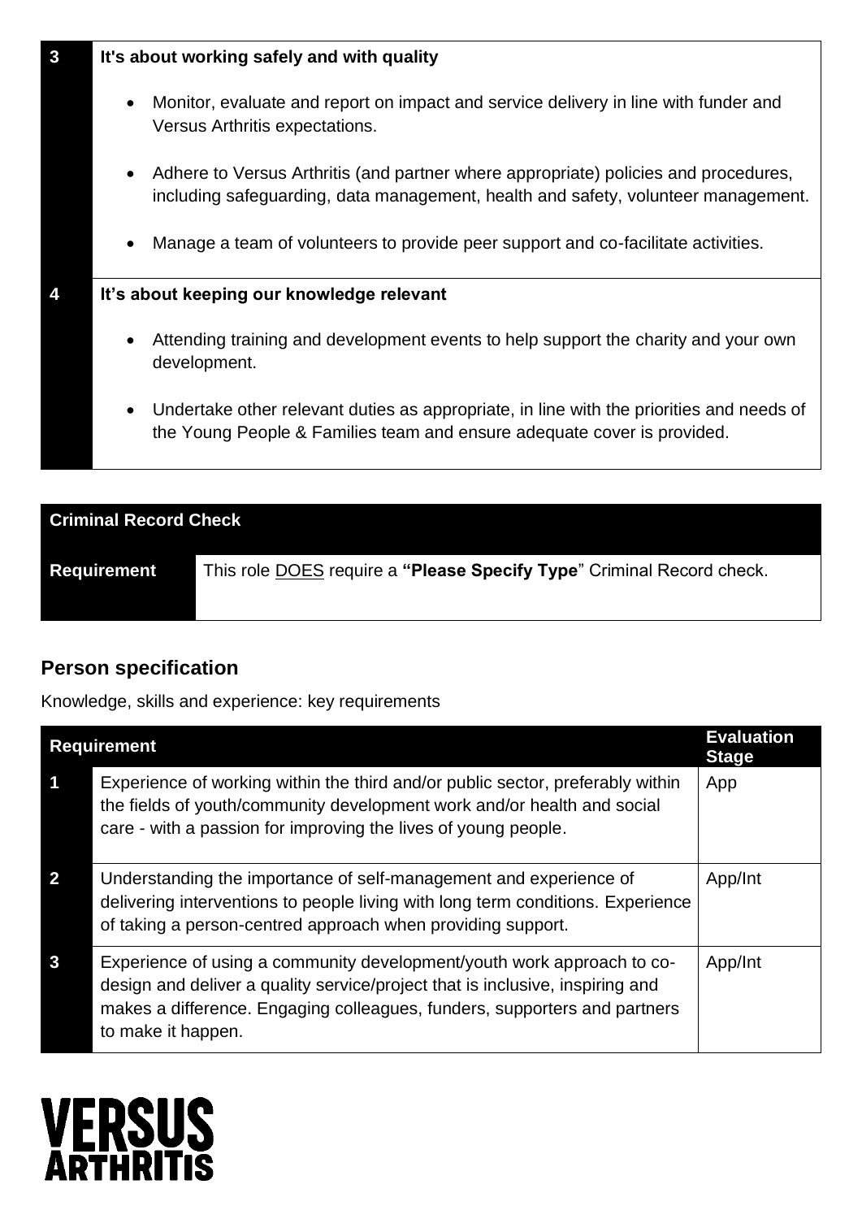| 3 | It's about working safely and with quality |
|---|---|
| | • Monitor, evaluate and report on impact and service delivery in line with funder and Versus Arthritis expectations.<br><br>• Adhere to Versus Arthritis (and partner where appropriate) policies and procedures, including safeguarding, data management, health and safety, volunteer management.<br><br>• Manage a team of volunteers to provide peer support and co-facilitate activities. |
| **4** | **It's about keeping our knowledge relevant** |
| | • Attending training and development events to help support the charity and your own development.<br><br>• Undertake other relevant duties as appropriate, in line with the priorities and needs of the Young People & Families team and ensure adequate cover is provided. |

| Criminal Record Check | |
|---|---|
| **Requirement** | This role DOES require a **"Please Specify Type"** Criminal Record check. |

## Person specification

Knowledge, skills and experience: key requirements

| Requirement | | Evaluation Stage |
|---|---|---|
| 1 | Experience of working within the third and/or public sector, preferably within the fields of youth/community development work and/or health and social care - with a passion for improving the lives of young people. | App |
| 2 | Understanding the importance of self-management and experience of delivering interventions to people living with long term conditions. Experience of taking a person-centred approach when providing support. | App/Int |
| 3 | Experience of using a community development/youth work approach to co-design and deliver a quality service/project that is inclusive, inspiring and makes a difference. Engaging colleagues, funders, supporters and partners to make it happen. | App/Int |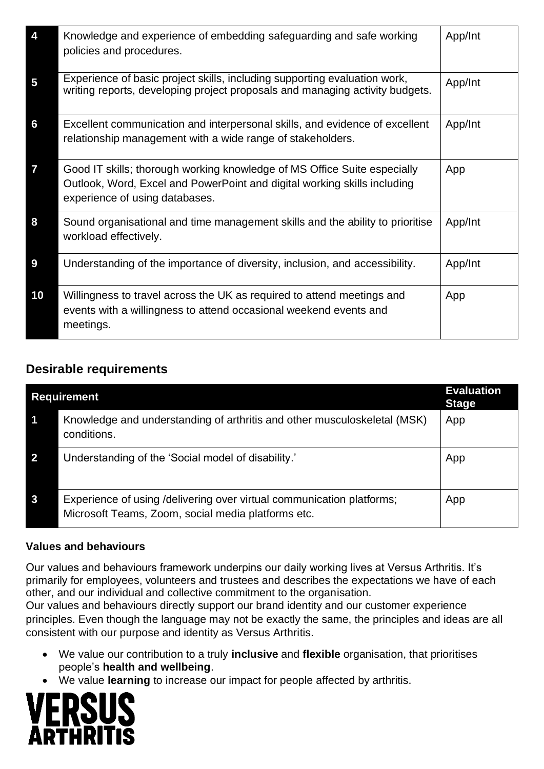| | | |
|---|---|---|
| **4** | Knowledge and experience of embedding safeguarding and safe working policies and procedures. | App/Int |
| **5** | Experience of basic project skills, including supporting evaluation work, writing reports, developing project proposals and managing activity budgets. | App/Int |
| **6** | Excellent communication and interpersonal skills, and evidence of excellent relationship management with a wide range of stakeholders. | App/Int |
| **7** | Good IT skills; thorough working knowledge of MS Office Suite especially Outlook, Word, Excel and PowerPoint and digital working skills including experience of using databases. | App |
| **8** | Sound organisational and time management skills and the ability to prioritise workload effectively. | App/Int |
| **9** | Understanding of the importance of diversity, inclusion, and accessibility. | App/Int |
| **10** | Willingness to travel across the UK as required to attend meetings and events with a willingness to attend occasional weekend events and meetings. | App |

## Desirable requirements

| Requirement | | Evaluation Stage |
|---|---|---|
| **1** | Knowledge and understanding of arthritis and other musculoskeletal (MSK) conditions. | App |
| **2** | Understanding of the 'Social model of disability.' | App |
| **3** | Experience of using /delivering over virtual communication platforms; Microsoft Teams, Zoom, social media platforms etc. | App |

**Values and behaviours**

Our values and behaviours framework underpins our daily working lives at Versus Arthritis. It's primarily for employees, volunteers and trustees and describes the expectations we have of each other, and our individual and collective commitment to the organisation.
Our values and behaviours directly support our brand identity and our customer experience principles. Even though the language may not be exactly the same, the principles and ideas are all consistent with our purpose and identity as Versus Arthritis.

- We value our contribution to a truly **inclusive** and **flexible** organisation, that prioritises people's **health and wellbeing**.
- We value **learning** to increase our impact for people affected by arthritis.

VERSUS ARTHRITIS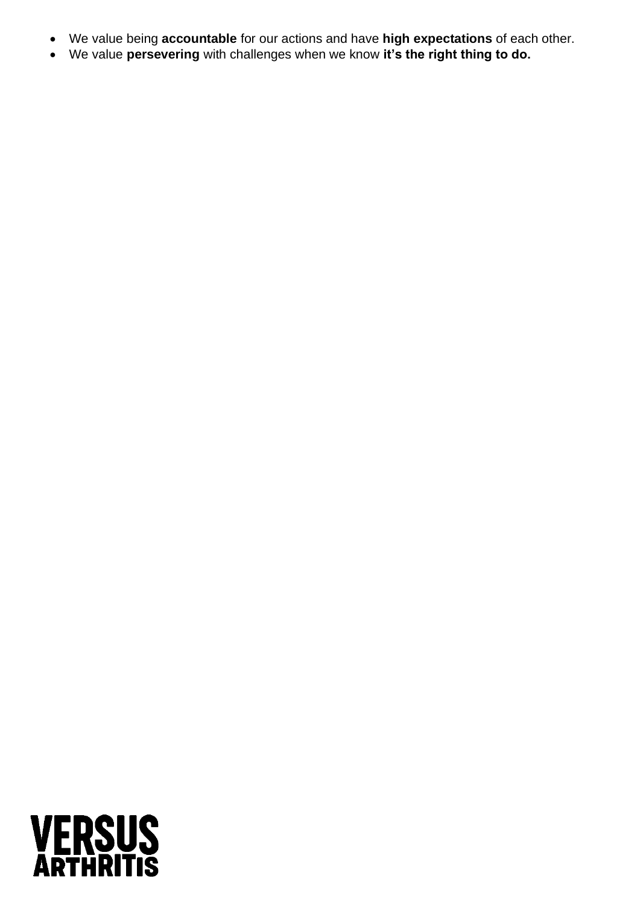- We value being **accountable** for our actions and have **high expectations** of each other.
- We value **persevering** with challenges when we know **it's the right thing to do.**

VERSUS ARTHRITIS